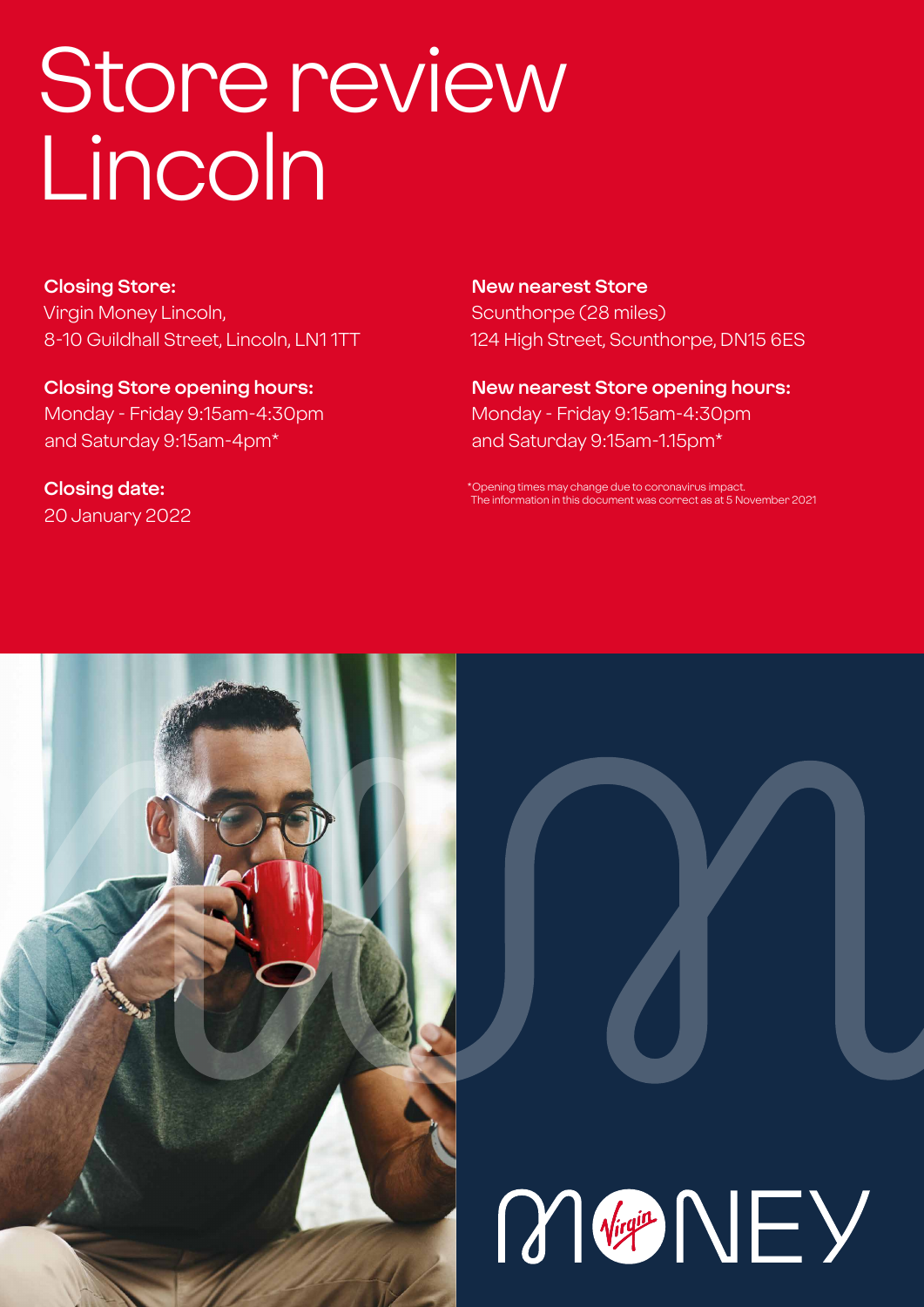# Store review Lincoln

**Closing Store:**
Virgin Money Lincoln,
8-10 Guildhall Street, Lincoln, LN1 1TT

**Closing Store opening hours:**
Monday - Friday 9:15am-4:30pm
and Saturday 9:15am-4pm*

**Closing date:**
20 January 2022

**New nearest Store**
Scunthorpe (28 miles)
124 High Street, Scunthorpe, DN15 6ES

**New nearest Store opening hours:**
Monday - Friday 9:15am-4:30pm
and Saturday 9:15am-1.15pm*

*Opening times may change due to coronavirus impact.
The information in this document was correct as at 5 November 2021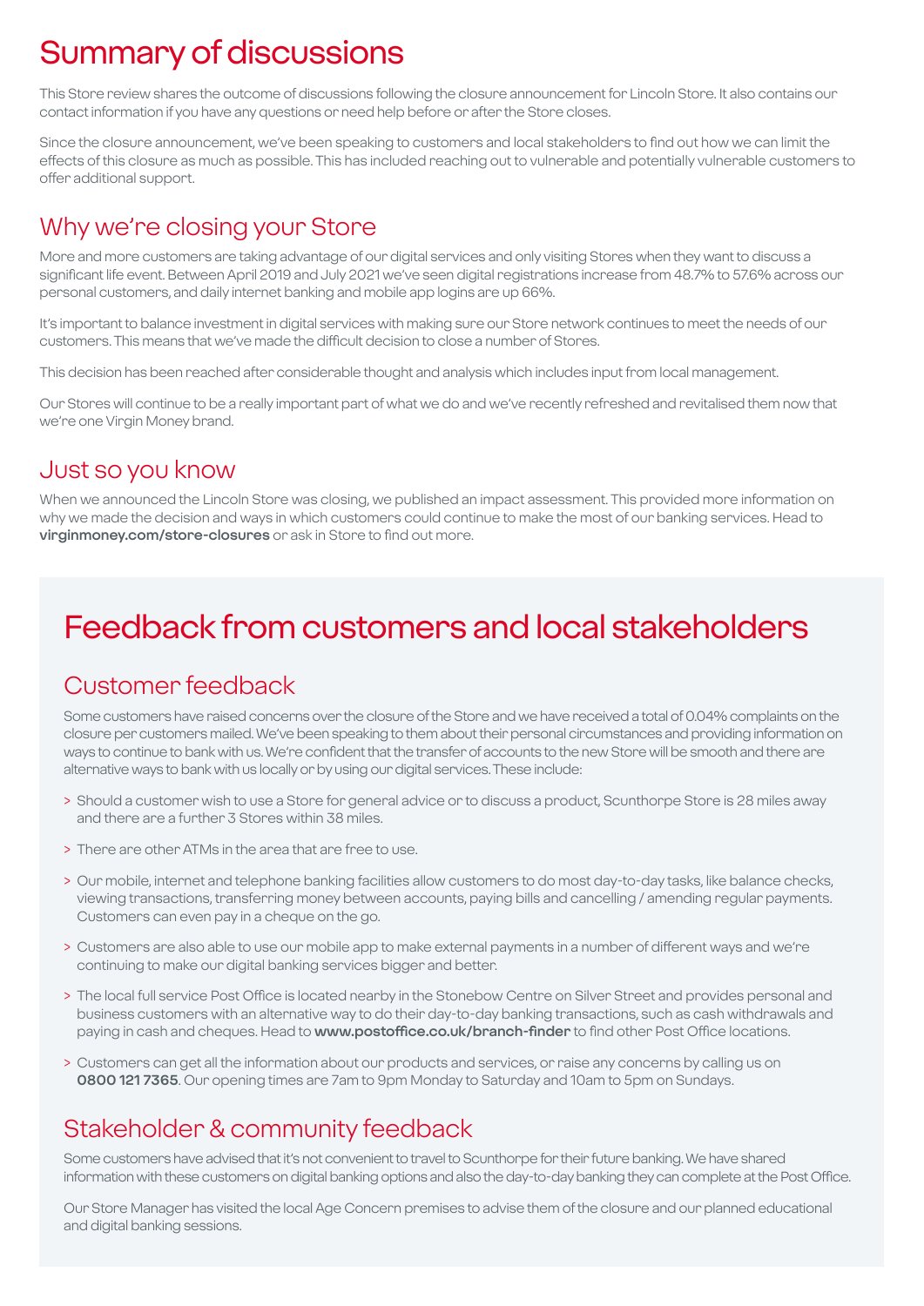# Summary of discussions

This Store review shares the outcome of discussions following the closure announcement for Lincoln Store. It also contains our contact information if you have any questions or need help before or after the Store closes.

Since the closure announcement, we've been speaking to customers and local stakeholders to find out how we can limit the effects of this closure as much as possible. This has included reaching out to vulnerable and potentially vulnerable customers to offer additional support.

## Why we're closing your Store

More and more customers are taking advantage of our digital services and only visiting Stores when they want to discuss a significant life event. Between April 2019 and July 2021 we've seen digital registrations increase from 48.7% to 57.6% across our personal customers, and daily internet banking and mobile app logins are up 66%.

It's important to balance investment in digital services with making sure our Store network continues to meet the needs of our customers. This means that we've made the difficult decision to close a number of Stores.

This decision has been reached after considerable thought and analysis which includes input from local management.

Our Stores will continue to be a really important part of what we do and we've recently refreshed and revitalised them now that we're one Virgin Money brand.

## Just so you know

When we announced the Lincoln Store was closing, we published an impact assessment. This provided more information on why we made the decision and ways in which customers could continue to make the most of our banking services. Head to **virginmoney.com/store-closures** or ask in Store to find out more.

# Feedback from customers and local stakeholders

## Customer feedback

Some customers have raised concerns over the closure of the Store and we have received a total of 0.04% complaints on the closure per customers mailed. We've been speaking to them about their personal circumstances and providing information on ways to continue to bank with us. We're confident that the transfer of accounts to the new Store will be smooth and there are alternative ways to bank with us locally or by using our digital services. These include:

- Should a customer wish to use a Store for general advice or to discuss a product, Scunthorpe Store is 28 miles away and there are a further 3 Stores within 38 miles.
- There are other ATMs in the area that are free to use.
- Our mobile, internet and telephone banking facilities allow customers to do most day-to-day tasks, like balance checks, viewing transactions, transferring money between accounts, paying bills and cancelling / amending regular payments. Customers can even pay in a cheque on the go.
- Customers are also able to use our mobile app to make external payments in a number of different ways and we're continuing to make our digital banking services bigger and better.
- The local full service Post Office is located nearby in the Stonebow Centre on Silver Street and provides personal and business customers with an alternative way to do their day-to-day banking transactions, such as cash withdrawals and paying in cash and cheques. Head to **www.postoffice.co.uk/branch-finder** to find other Post Office locations.
- Customers can get all the information about our products and services, or raise any concerns by calling us on **0800 121 7365**. Our opening times are 7am to 9pm Monday to Saturday and 10am to 5pm on Sundays.

## Stakeholder & community feedback

Some customers have advised that it's not convenient to travel to Scunthorpe for their future banking. We have shared information with these customers on digital banking options and also the day-to-day banking they can complete at the Post Office.

Our Store Manager has visited the local Age Concern premises to advise them of the closure and our planned educational and digital banking sessions.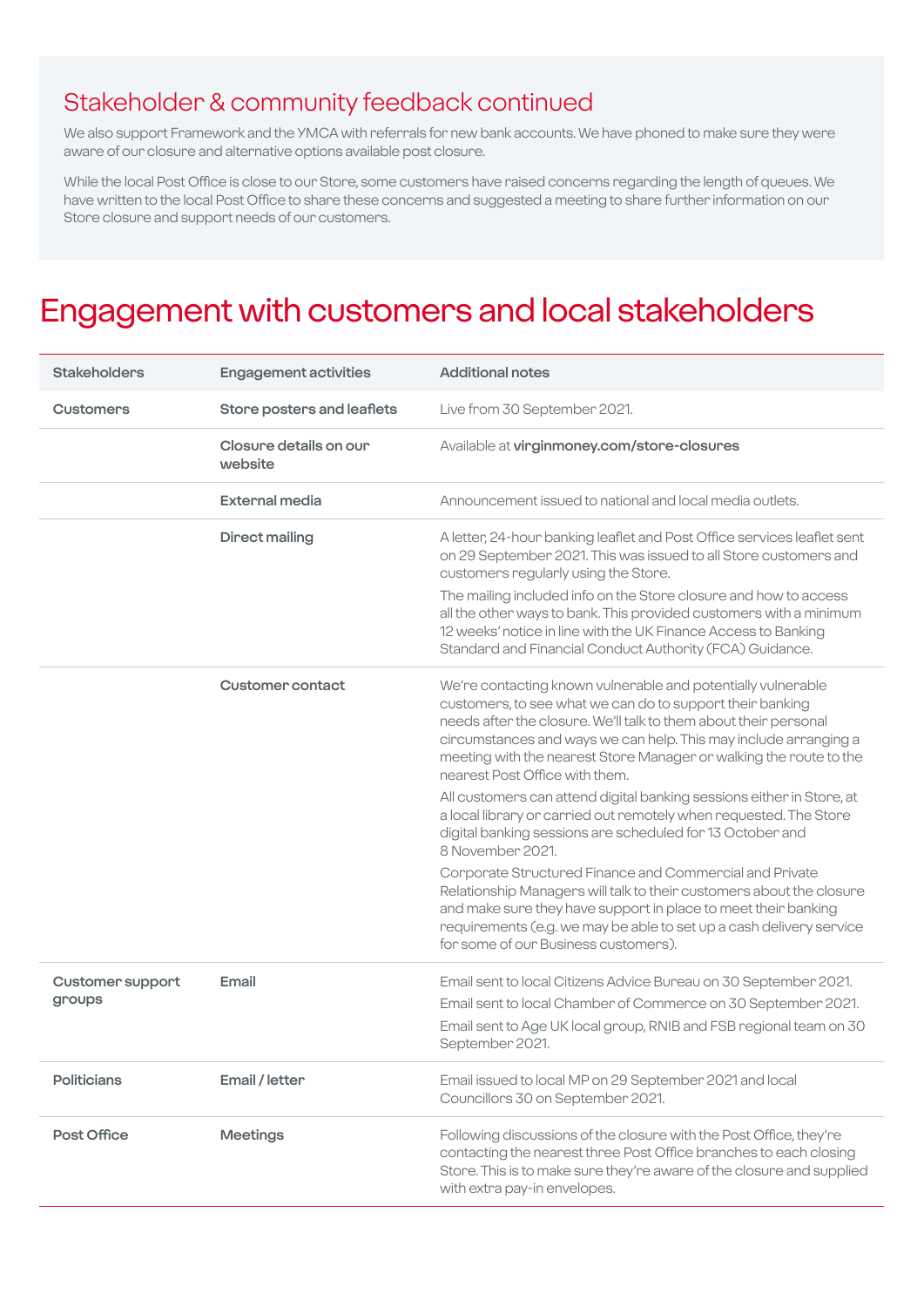## Stakeholder & community feedback continued

We also support Framework and the YMCA with referrals for new bank accounts. We have phoned to make sure they were aware of our closure and alternative options available post closure.

While the local Post Office is close to our Store, some customers have raised concerns regarding the length of queues. We have written to the local Post Office to share these concerns and suggested a meeting to share further information on our Store closure and support needs of our customers.

# Engagement with customers and local stakeholders

| Stakeholders | Engagement activities | Additional notes |
|---|---|---|
| Customers | Store posters and leaflets | Live from 30 September 2021. |
| | Closure details on our website | Available at **virginmoney.com/store-closures** |
| | External media | Announcement issued to national and local media outlets. |
| | Direct mailing | A letter, 24-hour banking leaflet and Post Office services leaflet sent on 29 September 2021. This was issued to all Store customers and customers regularly using the Store.<br><br>The mailing included info on the Store closure and how to access all the other ways to bank. This provided customers with a minimum 12 weeks' notice in line with the UK Finance Access to Banking Standard and Financial Conduct Authority (FCA) Guidance. |
| | Customer contact | We're contacting known vulnerable and potentially vulnerable customers, to see what we can do to support their banking needs after the closure. We'll talk to them about their personal circumstances and ways we can help. This may include arranging a meeting with the nearest Store Manager or walking the route to the nearest Post Office with them.<br><br>All customers can attend digital banking sessions either in Store, at a local library or carried out remotely when requested. The Store digital banking sessions are scheduled for 13 October and 8 November 2021.<br><br>Corporate Structured Finance and Commercial and Private Relationship Managers will talk to their customers about the closure and make sure they have support in place to meet their banking requirements (e.g. we may be able to set up a cash delivery service for some of our Business customers). |
| Customer support groups | Email | Email sent to local Citizens Advice Bureau on 30 September 2021.<br><br>Email sent to local Chamber of Commerce on 30 September 2021.<br><br>Email sent to Age UK local group, RNIB and FSB regional team on 30 September 2021. |
| Politicians | Email / letter | Email issued to local MP on 29 September 2021 and local Councillors 30 on September 2021. |
| Post Office | Meetings | Following discussions of the closure with the Post Office, they're contacting the nearest three Post Office branches to each closing Store. This is to make sure they're aware of the closure and supplied with extra pay-in envelopes. |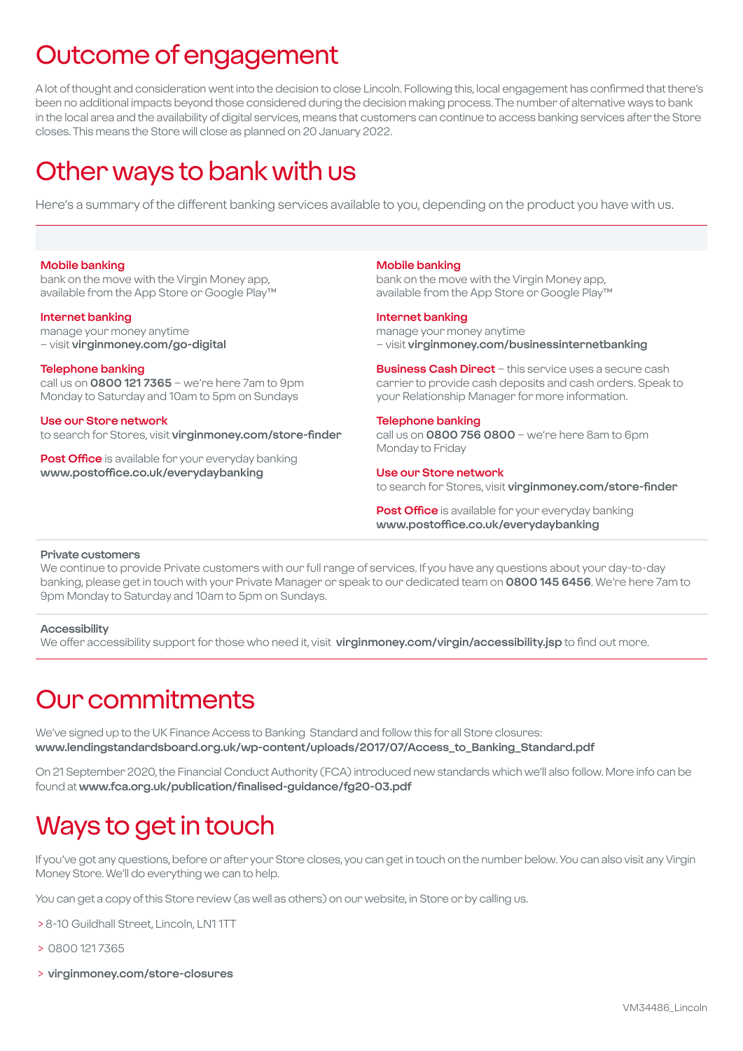# Outcome of engagement

A lot of thought and consideration went into the decision to close Lincoln. Following this, local engagement has confirmed that there's been no additional impacts beyond those considered during the decision making process. The number of alternative ways to bank in the local area and the availability of digital services, means that customers can continue to access banking services after the Store closes. This means the Store will close as planned on 20 January 2022.

# Other ways to bank with us

Here's a summary of the different banking services available to you, depending on the product you have with us.

**Mobile banking**
bank on the move with the Virgin Money app, available from the App Store or Google Play™

**Internet banking**
manage your money anytime
– visit **virginmoney.com/go-digital**

**Telephone banking**
call us on **0800 121 7365** – we're here 7am to 9pm Monday to Saturday and 10am to 5pm on Sundays

**Use our Store network**
to search for Stores, visit **virginmoney.com/store-finder**

**Post Office** is available for your everyday banking
**www.postoffice.co.uk/everydaybanking**

**Mobile banking**
bank on the move with the Virgin Money app, available from the App Store or Google Play™

**Internet banking**
manage your money anytime
– visit **virginmoney.com/businessinternetbanking**

**Business Cash Direct** – this service uses a secure cash carrier to provide cash deposits and cash orders. Speak to your Relationship Manager for more information.

**Telephone banking**
call us on **0800 756 0800** – we're here 8am to 6pm Monday to Friday

**Use our Store network**
to search for Stores, visit **virginmoney.com/store-finder**

**Post Office** is available for your everyday banking
**www.postoffice.co.uk/everydaybanking**

**Private customers**
We continue to provide Private customers with our full range of services. If you have any questions about your day-to-day banking, please get in touch with your Private Manager or speak to our dedicated team on **0800 145 6456**. We're here 7am to 9pm Monday to Saturday and 10am to 5pm on Sundays.

**Accessibility**
We offer accessibility support for those who need it, visit **virginmoney.com/virgin/accessibility.jsp** to find out more.

# Our commitments

We've signed up to the UK Finance Access to Banking Standard and follow this for all Store closures:
**www.lendingstandardsboard.org.uk/wp-content/uploads/2017/07/Access_to_Banking_Standard.pdf**

On 21 September 2020, the Financial Conduct Authority (FCA) introduced new standards which we'll also follow. More info can be found at **www.fca.org.uk/publication/finalised-guidance/fg20-03.pdf**

# Ways to get in touch

If you've got any questions, before or after your Store closes, you can get in touch on the number below. You can also visit any Virgin Money Store. We'll do everything we can to help.

You can get a copy of this Store review (as well as others) on our website, in Store or by calling us.

> 8-10 Guildhall Street, Lincoln, LN1 1TT

> 0800 121 7365

> **virginmoney.com/store-closures**

VM34486_Lincoln